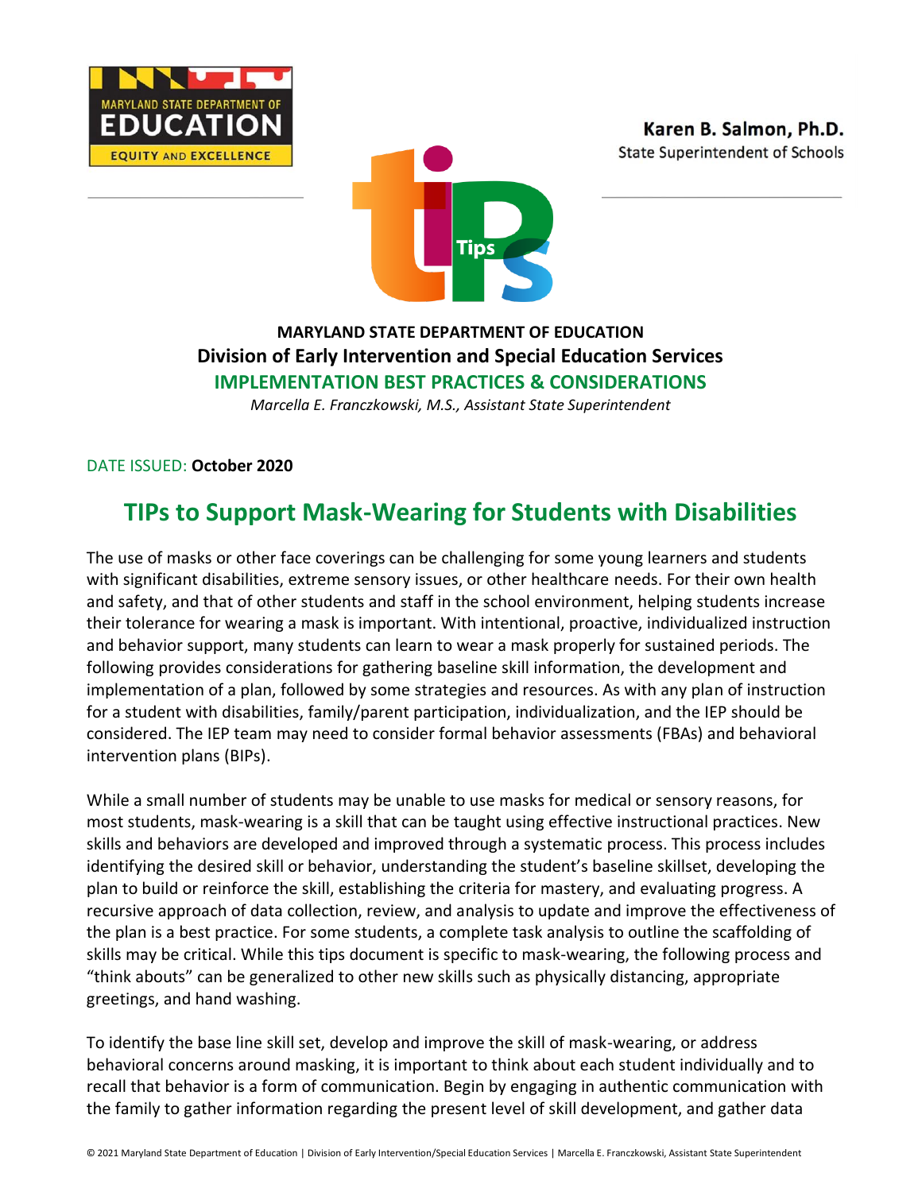MARYLAND STATE DEPARTMENT OF EDUCATION

EQUITY AND EXCELLENCE

**Karen B. Salmon, Ph.D.**
State Superintendent of Schools

**MARYLAND STATE DEPARTMENT OF EDUCATION**
**Division of Early Intervention and Special Education Services**
**IMPLEMENTATION BEST PRACTICES & CONSIDERATIONS**
*Marcella E. Franczkowski, M.S., Assistant State Superintendent*

DATE ISSUED: **October 2020**

# TIPs to Support Mask-Wearing for Students with Disabilities

The use of masks or other face coverings can be challenging for some young learners and students with significant disabilities, extreme sensory issues, or other healthcare needs. For their own health and safety, and that of other students and staff in the school environment, helping students increase their tolerance for wearing a mask is important. With intentional, proactive, individualized instruction and behavior support, many students can learn to wear a mask properly for sustained periods. The following provides considerations for gathering baseline skill information, the development and implementation of a plan, followed by some strategies and resources. As with any plan of instruction for a student with disabilities, family/parent participation, individualization, and the IEP should be considered. The IEP team may need to consider formal behavior assessments (FBAs) and behavioral intervention plans (BIPs).

While a small number of students may be unable to use masks for medical or sensory reasons, for most students, mask-wearing is a skill that can be taught using effective instructional practices. New skills and behaviors are developed and improved through a systematic process. This process includes identifying the desired skill or behavior, understanding the student's baseline skillset, developing the plan to build or reinforce the skill, establishing the criteria for mastery, and evaluating progress. A recursive approach of data collection, review, and analysis to update and improve the effectiveness of the plan is a best practice. For some students, a complete task analysis to outline the scaffolding of skills may be critical. While this tips document is specific to mask-wearing, the following process and "think abouts" can be generalized to other new skills such as physically distancing, appropriate greetings, and hand washing.

To identify the base line skill set, develop and improve the skill of mask-wearing, or address behavioral concerns around masking, it is important to think about each student individually and to recall that behavior is a form of communication. Begin by engaging in authentic communication with the family to gather information regarding the present level of skill development, and gather data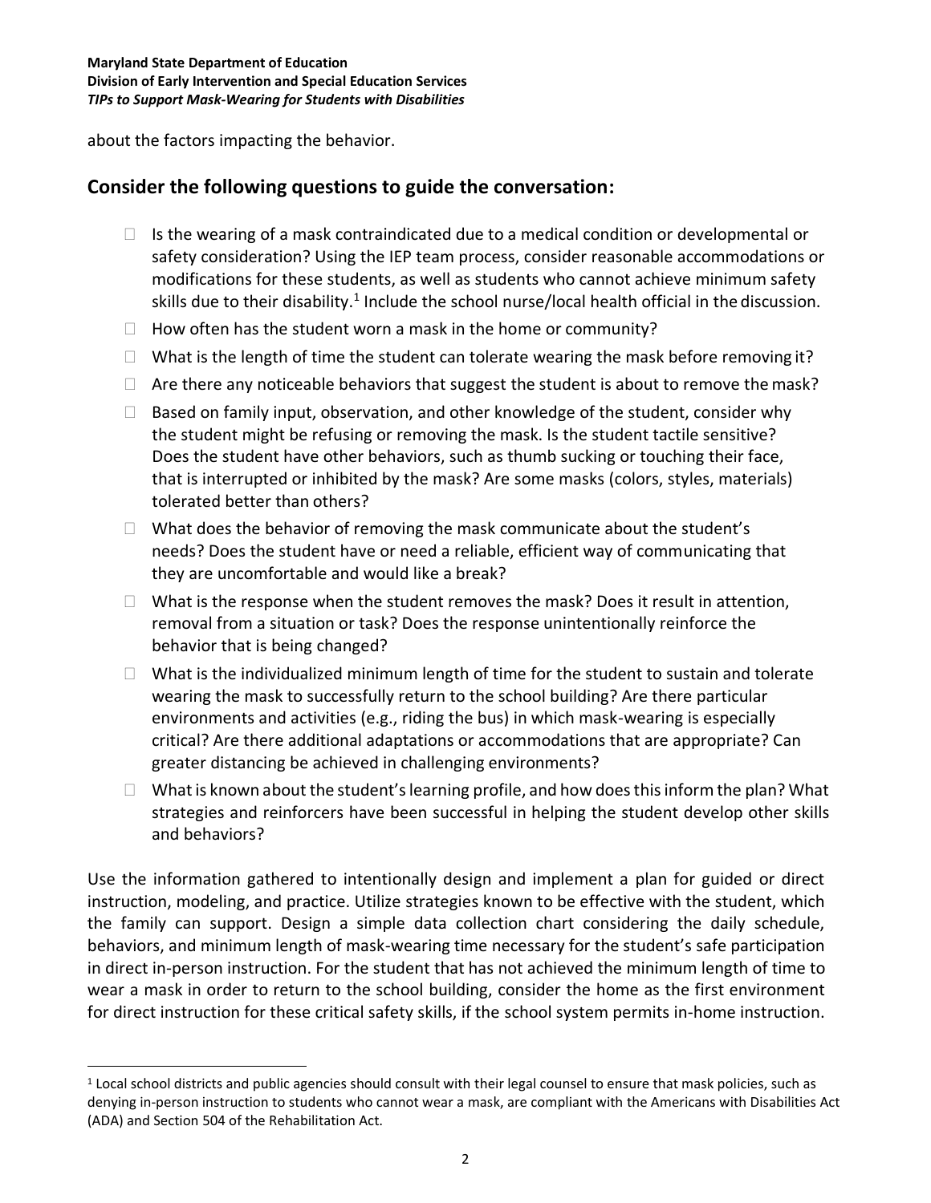about the factors impacting the behavior.

## Consider the following questions to guide the conversation:

- Is the wearing of a mask contraindicated due to a medical condition or developmental or safety consideration? Using the IEP team process, consider reasonable accommodations or modifications for these students, as well as students who cannot achieve minimum safety skills due to their disability.[1] Include the school nurse/local health official in the discussion.
- How often has the student worn a mask in the home or community?
- What is the length of time the student can tolerate wearing the mask before removing it?
- Are there any noticeable behaviors that suggest the student is about to remove the mask?
- Based on family input, observation, and other knowledge of the student, consider why the student might be refusing or removing the mask. Is the student tactile sensitive? Does the student have other behaviors, such as thumb sucking or touching their face, that is interrupted or inhibited by the mask? Are some masks (colors, styles, materials) tolerated better than others?
- What does the behavior of removing the mask communicate about the student's needs? Does the student have or need a reliable, efficient way of communicating that they are uncomfortable and would like a break?
- What is the response when the student removes the mask? Does it result in attention, removal from a situation or task? Does the response unintentionally reinforce the behavior that is being changed?
- What is the individualized minimum length of time for the student to sustain and tolerate wearing the mask to successfully return to the school building? Are there particular environments and activities (e.g., riding the bus) in which mask-wearing is especially critical? Are there additional adaptations or accommodations that are appropriate? Can greater distancing be achieved in challenging environments?
- What is known about the student's learning profile, and how does this inform the plan? What strategies and reinforcers have been successful in helping the student develop other skills and behaviors?

Use the information gathered to intentionally design and implement a plan for guided or direct instruction, modeling, and practice. Utilize strategies known to be effective with the student, which the family can support. Design a simple data collection chart considering the daily schedule, behaviors, and minimum length of mask-wearing time necessary for the student's safe participation in direct in-person instruction. For the student that has not achieved the minimum length of time to wear a mask in order to return to the school building, consider the home as the first environment for direct instruction for these critical safety skills, if the school system permits in-home instruction.

[1] Local school districts and public agencies should consult with their legal counsel to ensure that mask policies, such as denying in-person instruction to students who cannot wear a mask, are compliant with the Americans with Disabilities Act (ADA) and Section 504 of the Rehabilitation Act.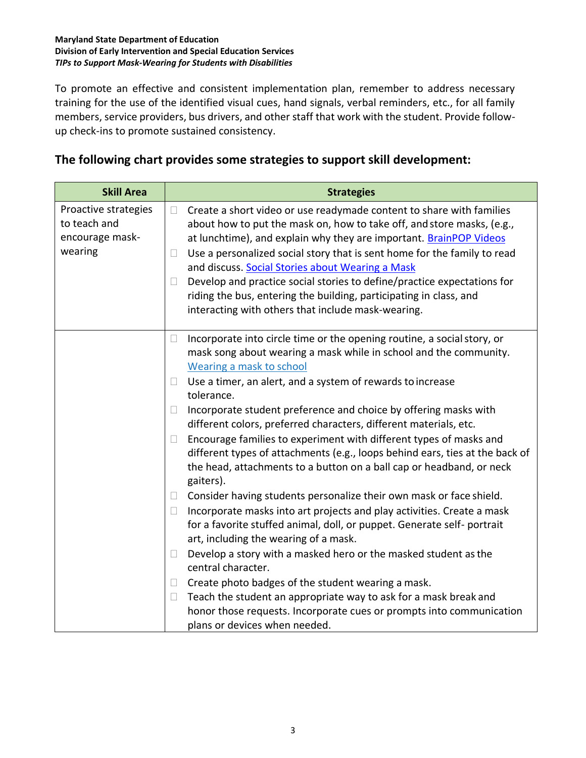To promote an effective and consistent implementation plan, remember to address necessary training for the use of the identified visual cues, hand signals, verbal reminders, etc., for all family members, service providers, bus drivers, and other staff that work with the student. Provide follow-up check-ins to promote sustained consistency.

## The following chart provides some strategies to support skill development:

| Skill Area | Strategies |
|---|---|
| Proactive strategies to teach and encourage mask-wearing | - Create a short video or use readymade content to share with families about how to put the mask on, how to take off, and store masks, (e.g., at lunchtime), and explain why they are important. [BrainPOP Videos]<br>- Use a personalized social story that is sent home for the family to read and discuss. [Social Stories about Wearing a Mask]<br>- Develop and practice social stories to define/practice expectations for riding the bus, entering the building, participating in class, and interacting with others that include mask-wearing. |
| | - Incorporate into circle time or the opening routine, a social story, or mask song about wearing a mask while in school and the community. [Wearing a mask to school]<br>- Use a timer, an alert, and a system of rewards to increase tolerance.<br>- Incorporate student preference and choice by offering masks with different colors, preferred characters, different materials, etc.<br>- Encourage families to experiment with different types of masks and different types of attachments (e.g., loops behind ears, ties at the back of the head, attachments to a button on a ball cap or headband, or neck gaiters).<br>- Consider having students personalize their own mask or face shield.<br>- Incorporate masks into art projects and play activities. Create a mask for a favorite stuffed animal, doll, or puppet. Generate self- portrait art, including the wearing of a mask.<br>- Develop a story with a masked hero or the masked student as the central character.<br>- Create photo badges of the student wearing a mask.<br>- Teach the student an appropriate way to ask for a mask break and honor those requests. Incorporate cues or prompts into communication plans or devices when needed. |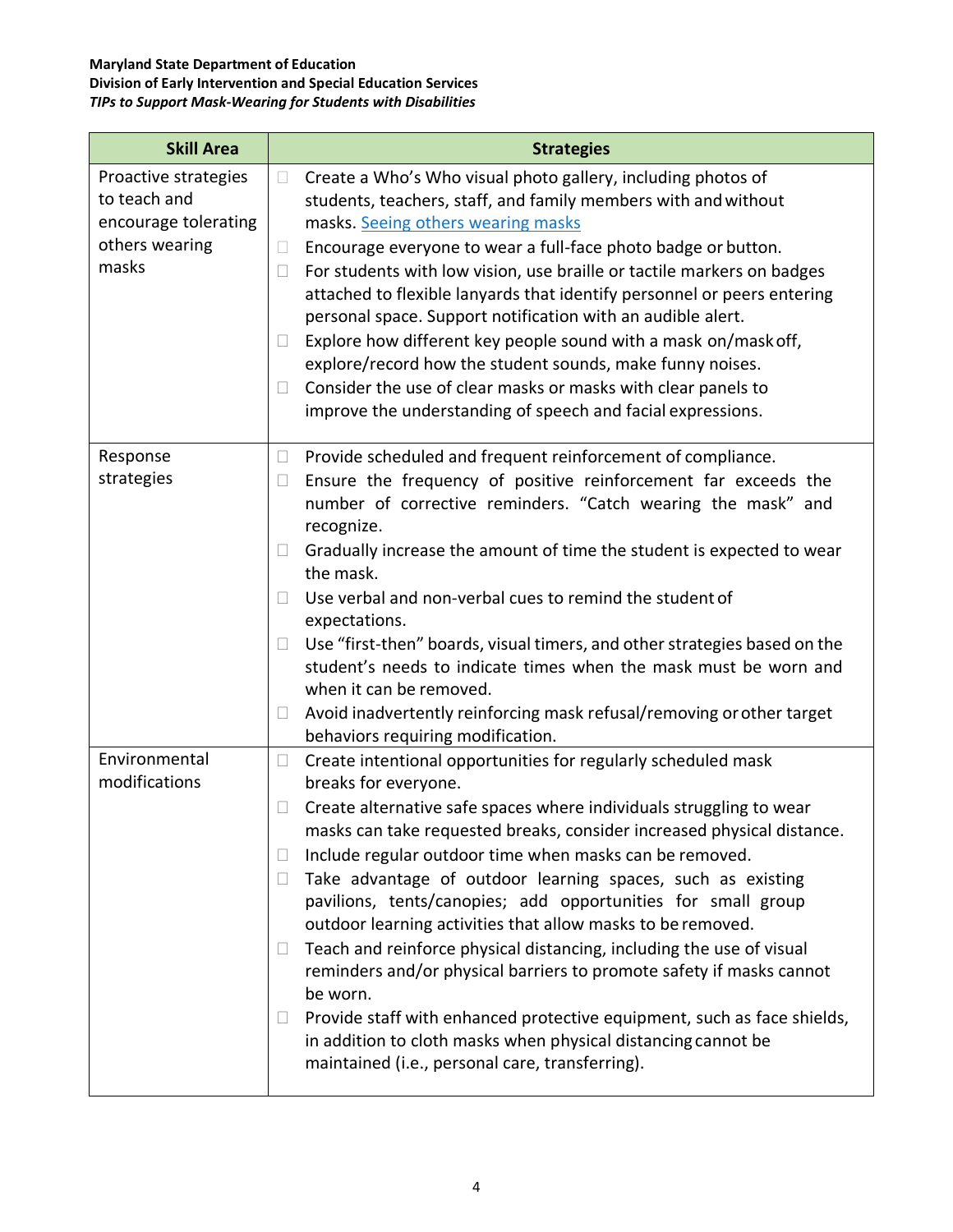| Skill Area | Strategies |
| --- | --- |
| Proactive strategies to teach and encourage tolerating others wearing masks | - Create a Who's Who visual photo gallery, including photos of students, teachers, staff, and family members with and without masks. [Seeing others wearing masks]<br>- Encourage everyone to wear a full-face photo badge or button.<br>- For students with low vision, use braille or tactile markers on badges attached to flexible lanyards that identify personnel or peers entering personal space. Support notification with an audible alert.<br>- Explore how different key people sound with a mask on/mask off, explore/record how the student sounds, make funny noises.<br>- Consider the use of clear masks or masks with clear panels to improve the understanding of speech and facial expressions. |
| Response strategies | - Provide scheduled and frequent reinforcement of compliance.<br>- Ensure the frequency of positive reinforcement far exceeds the number of corrective reminders. "Catch wearing the mask" and recognize.<br>- Gradually increase the amount of time the student is expected to wear the mask.<br>- Use verbal and non-verbal cues to remind the student of expectations.<br>- Use "first-then" boards, visual timers, and other strategies based on the student's needs to indicate times when the mask must be worn and when it can be removed.<br>- Avoid inadvertently reinforcing mask refusal/removing or other target behaviors requiring modification. |
| Environmental modifications | - Create intentional opportunities for regularly scheduled mask breaks for everyone.<br>- Create alternative safe spaces where individuals struggling to wear masks can take requested breaks, consider increased physical distance.<br>- Include regular outdoor time when masks can be removed.<br>- Take advantage of outdoor learning spaces, such as existing pavilions, tents/canopies; add opportunities for small group outdoor learning activities that allow masks to be removed.<br>- Teach and reinforce physical distancing, including the use of visual reminders and/or physical barriers to promote safety if masks cannot be worn.<br>- Provide staff with enhanced protective equipment, such as face shields, in addition to cloth masks when physical distancing cannot be maintained (i.e., personal care, transferring). |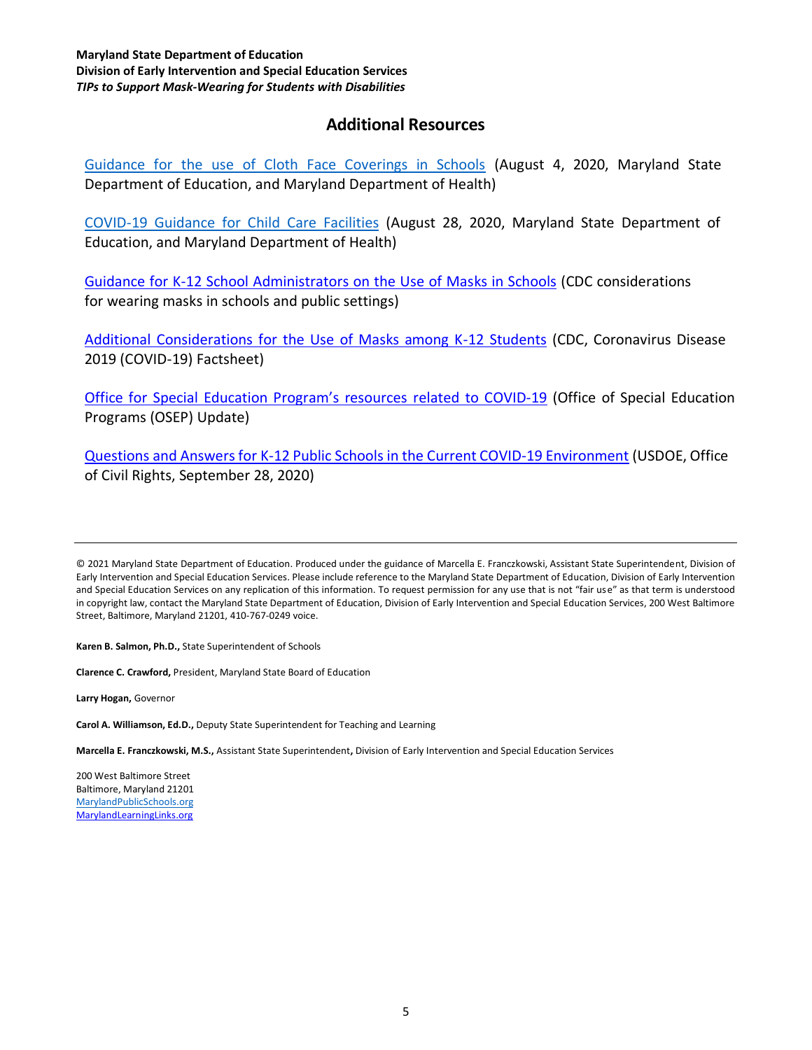## Additional Resources

Guidance for the use of Cloth Face Coverings in Schools (August 4, 2020, Maryland State Department of Education, and Maryland Department of Health)

COVID-19 Guidance for Child Care Facilities (August 28, 2020, Maryland State Department of Education, and Maryland Department of Health)

Guidance for K-12 School Administrators on the Use of Masks in Schools (CDC considerations for wearing masks in schools and public settings)

Additional Considerations for the Use of Masks among K-12 Students (CDC, Coronavirus Disease 2019 (COVID-19) Factsheet)

Office for Special Education Program's resources related to COVID-19 (Office of Special Education Programs (OSEP) Update)

Questions and Answers for K-12 Public Schools in the Current COVID-19 Environment (USDOE, Office of Civil Rights, September 28, 2020)

---

© 2021 Maryland State Department of Education. Produced under the guidance of Marcella E. Franczkowski, Assistant State Superintendent, Division of Early Intervention and Special Education Services. Please include reference to the Maryland State Department of Education, Division of Early Intervention and Special Education Services on any replication of this information. To request permission for any use that is not "fair use" as that term is understood in copyright law, contact the Maryland State Department of Education, Division of Early Intervention and Special Education Services, 200 West Baltimore Street, Baltimore, Maryland 21201, 410-767-0249 voice.

**Karen B. Salmon, Ph.D.,** State Superintendent of Schools

**Clarence C. Crawford,** President, Maryland State Board of Education

**Larry Hogan,** Governor

**Carol A. Williamson, Ed.D.,** Deputy State Superintendent for Teaching and Learning

**Marcella E. Franczkowski, M.S.,** Assistant State Superintendent**,** Division of Early Intervention and Special Education Services

200 West Baltimore Street
Baltimore, Maryland 21201
MarylandPublicSchools.org
MarylandLearningLinks.org